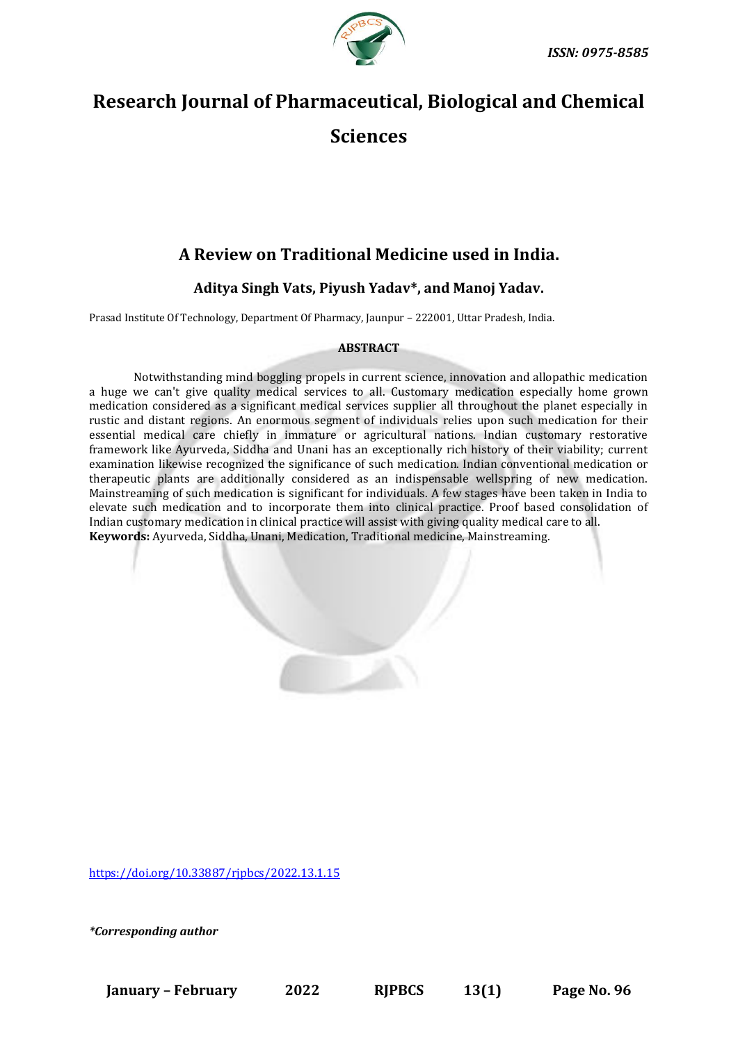ISSN: 0975-8585

# Research Journal of Pharmaceutical, Biological and Chemical Sciences

## A Review on Traditional Medicine used in India.

**Aditya Singh Vats, Piyush Yadav*, and Manoj Yadav.**

Prasad Institute Of Technology, Department Of Pharmacy, Jaunpur – 222001, Uttar Pradesh, India.

**ABSTRACT**

Notwithstanding mind boggling propels in current science, innovation and allopathic medication a huge we can't give quality medical services to all. Customary medication especially home grown medication considered as a significant medical services supplier all throughout the planet especially in rustic and distant regions. An enormous segment of individuals relies upon such medication for their essential medical care chiefly in immature or agricultural nations. Indian customary restorative framework like Ayurveda, Siddha and Unani has an exceptionally rich history of their viability; current examination likewise recognized the significance of such medication. Indian conventional medication or therapeutic plants are additionally considered as an indispensable wellspring of new medication. Mainstreaming of such medication is significant for individuals. A few stages have been taken in India to elevate such medication and to incorporate them into clinical practice. Proof based consolidation of Indian customary medication in clinical practice will assist with giving quality medical care to all.

**Keywords:** Ayurveda, Siddha, Unani, Medication, Traditional medicine, Mainstreaming.

https://doi.org/10.33887/rjpbcs/2022.13.1.15

*\*Corresponding author*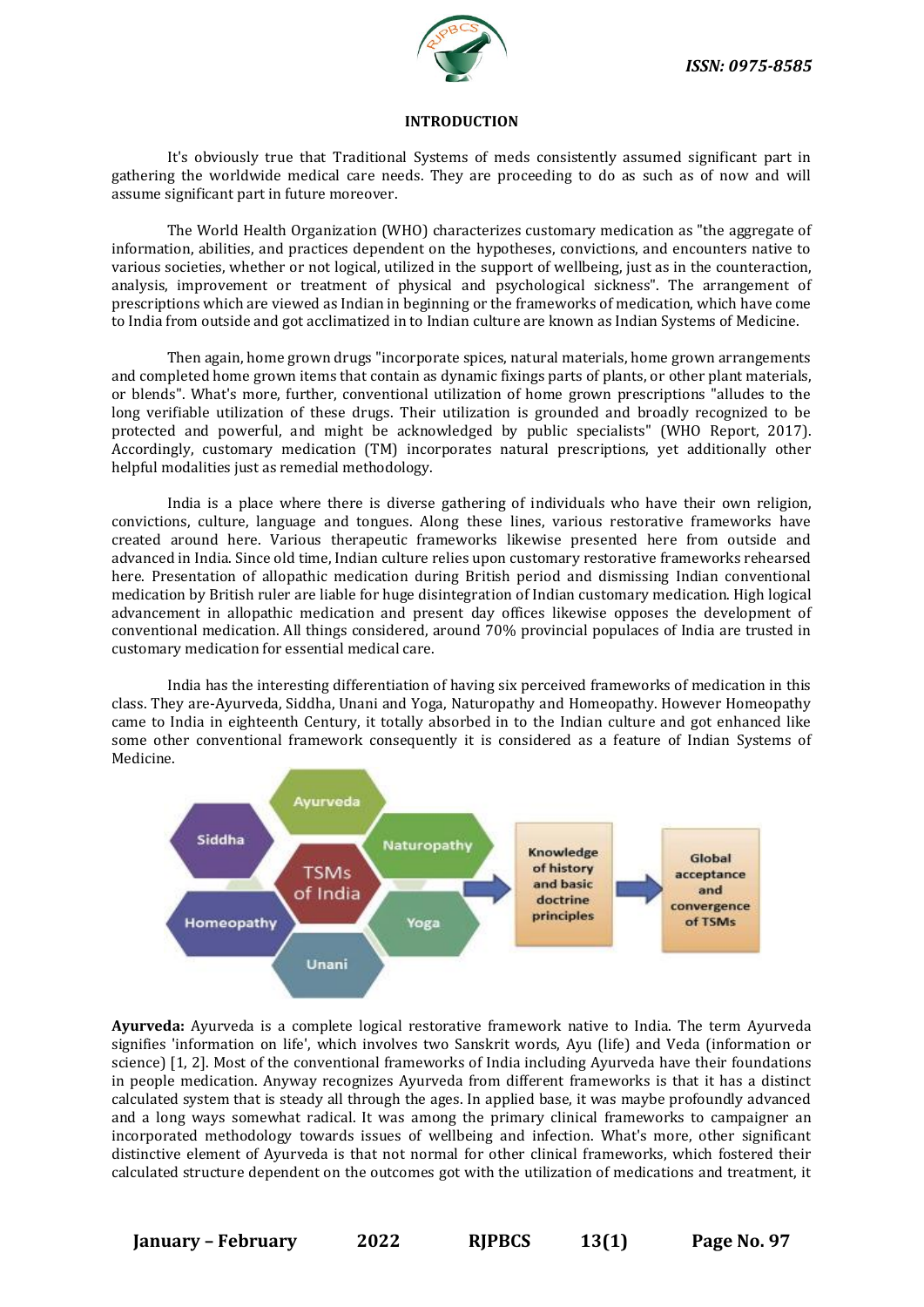## INTRODUCTION

It's obviously true that Traditional Systems of meds consistently assumed significant part in gathering the worldwide medical care needs. They are proceeding to do as such as of now and will assume significant part in future moreover.

The World Health Organization (WHO) characterizes customary medication as "the aggregate of information, abilities, and practices dependent on the hypotheses, convictions, and encounters native to various societies, whether or not logical, utilized in the support of wellbeing, just as in the counteraction, analysis, improvement or treatment of physical and psychological sickness". The arrangement of prescriptions which are viewed as Indian in beginning or the frameworks of medication, which have come to India from outside and got acclimatized in to Indian culture are known as Indian Systems of Medicine.

Then again, home grown drugs "incorporate spices, natural materials, home grown arrangements and completed home grown items that contain as dynamic fixings parts of plants, or other plant materials, or blends". What's more, further, conventional utilization of home grown prescriptions "alludes to the long verifiable utilization of these drugs. Their utilization is grounded and broadly recognized to be protected and powerful, and might be acknowledged by public specialists" (WHO Report, 2017). Accordingly, customary medication (TM) incorporates natural prescriptions, yet additionally other helpful modalities just as remedial methodology.

India is a place where there is diverse gathering of individuals who have their own religion, convictions, culture, language and tongues. Along these lines, various restorative frameworks have created around here. Various therapeutic frameworks likewise presented here from outside and advanced in India. Since old time, Indian culture relies upon customary restorative frameworks rehearsed here. Presentation of allopathic medication during British period and dismissing Indian conventional medication by British ruler are liable for huge disintegration of Indian customary medication. High logical advancement in allopathic medication and present day offices likewise opposes the development of conventional medication. All things considered, around 70% provincial populaces of India are trusted in customary medication for essential medical care.

India has the interesting differentiation of having six perceived frameworks of medication in this class. They are-Ayurveda, Siddha, Unani and Yoga, Naturopathy and Homeopathy. However Homeopathy came to India in eighteenth Century, it totally absorbed in to the Indian culture and got enhanced like some other conventional framework consequently it is considered as a feature of Indian Systems of Medicine.

Ayurveda | Siddha | Naturopathy | TSMs of India | Homeopathy | Yoga | Unani → Knowledge of history and basic doctrine principles → Global acceptance and convergence of TSMs

**Ayurveda:** Ayurveda is a complete logical restorative framework native to India. The term Ayurveda signifies 'information on life', which involves two Sanskrit words, Ayu (life) and Veda (information or science) [1, 2]. Most of the conventional frameworks of India including Ayurveda have their foundations in people medication. Anyway recognizes Ayurveda from different frameworks is that it has a distinct calculated system that is steady all through the ages. In applied base, it was maybe profoundly advanced and a long ways somewhat radical. It was among the primary clinical frameworks to campaigner an incorporated methodology towards issues of wellbeing and infection. What's more, other significant distinctive element of Ayurveda is that not normal for other clinical frameworks, which fostered their calculated structure dependent on the outcomes got with the utilization of medications and treatment, it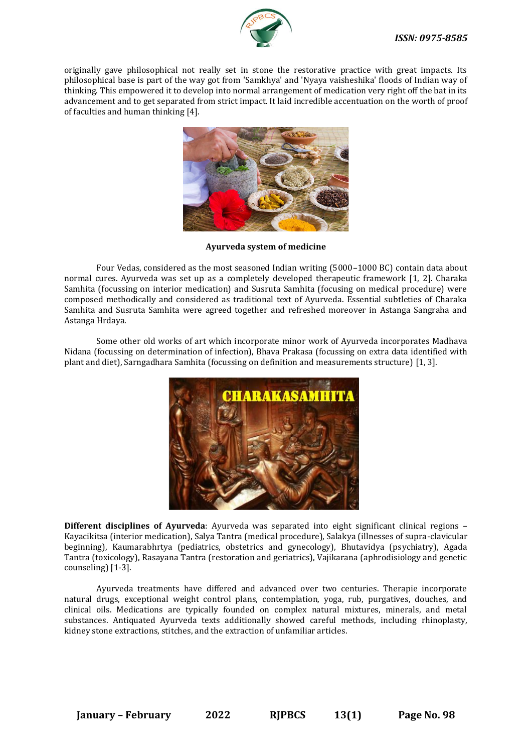originally gave philosophical not really set in stone the restorative practice with great impacts. Its philosophical base is part of the way got from 'Samkhya' and 'Nyaya vaisheshika' floods of Indian way of thinking. This empowered it to develop into normal arrangement of medication very right off the bat in its advancement and to get separated from strict impact. It laid incredible accentuation on the worth of proof of faculties and human thinking [4].

**Ayurveda system of medicine**

Four Vedas, considered as the most seasoned Indian writing (5000–1000 BC) contain data about normal cures. Ayurveda was set up as a completely developed therapeutic framework [1, 2]. Charaka Samhita (focussing on interior medication) and Susruta Samhita (focusing on medical procedure) were composed methodically and considered as traditional text of Ayurveda. Essential subtleties of Charaka Samhita and Susruta Samhita were agreed together and refreshed moreover in Astanga Sangraha and Astanga Hrdaya.

Some other old works of art which incorporate minor work of Ayurveda incorporates Madhava Nidana (focussing on determination of infection), Bhava Prakasa (focussing on extra data identified with plant and diet), Sarngadhara Samhita (focussing on definition and measurements structure) [1, 3].

**Different disciplines of Ayurveda**: Ayurveda was separated into eight significant clinical regions – Kayacikitsa (interior medication), Salya Tantra (medical procedure), Salakya (illnesses of supra-clavicular beginning), Kaumarabhrtya (pediatrics, obstetrics and gynecology), Bhutavidya (psychiatry), Agada Tantra (toxicology), Rasayana Tantra (restoration and geriatrics), Vajikarana (aphrodisiology and genetic counseling) [1-3].

Ayurveda treatments have differed and advanced over two centuries. Therapie incorporate natural drugs, exceptional weight control plans, contemplation, yoga, rub, purgatives, douches, and clinical oils. Medications are typically founded on complex natural mixtures, minerals, and metal substances. Antiquated Ayurveda texts additionally showed careful methods, including rhinoplasty, kidney stone extractions, stitches, and the extraction of unfamiliar articles.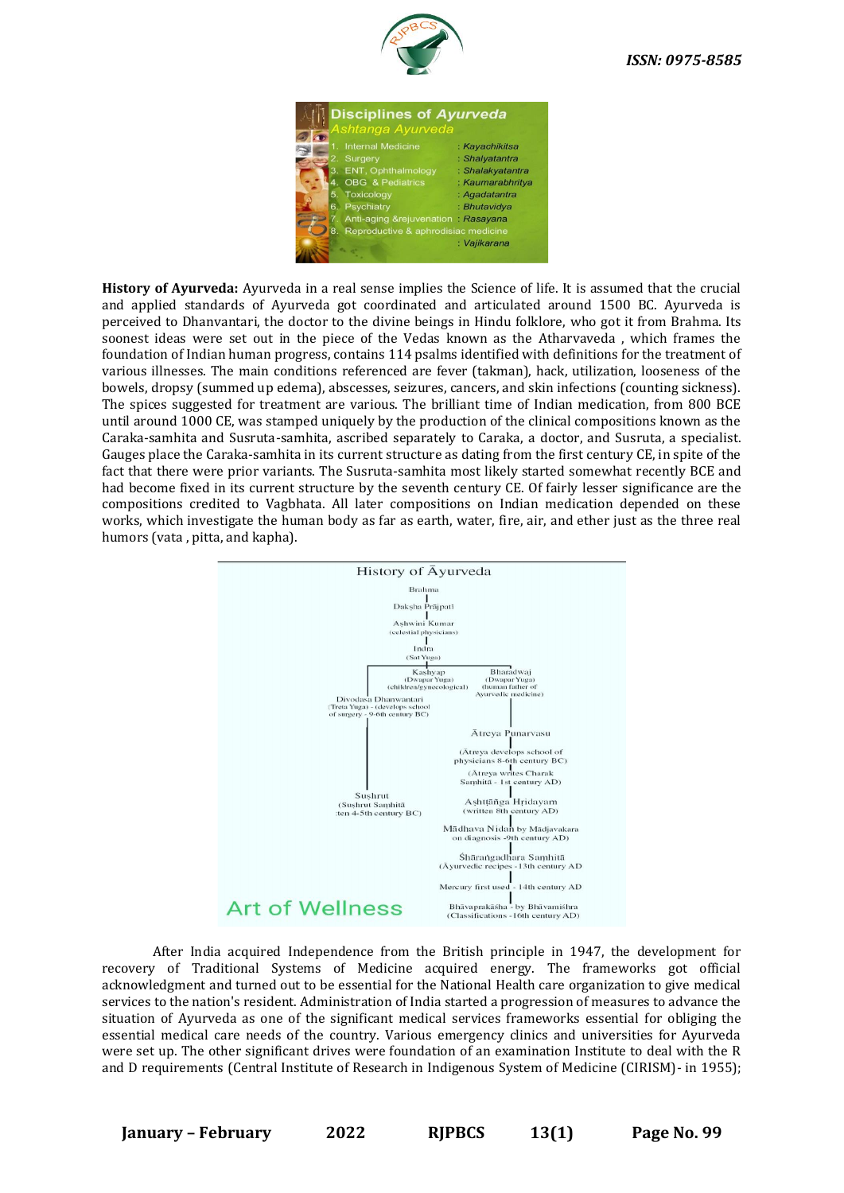**Disciplines of *Ayurveda***

***Ashtanga Ayurveda***

1. Internal Medicine : *Kayachikitsa*
2. Surgery : *Shalyatantra*
3. ENT, Ophthalmology : *Shalakyatantra*
4. OBG & Pediatrics : *Kaumarabhritya*
5. Toxicology : *Agadatantra*
6. Psychiatry : *Bhutavidya*
7. Anti-aging &rejuvenation : *Rasayana*
8. Reproductive & aphrodisiac medicine : *Vajikarana*

**History of Ayurveda:** Ayurveda in a real sense implies the Science of life. It is assumed that the crucial and applied standards of Ayurveda got coordinated and articulated around 1500 BC. Ayurveda is perceived to Dhanvantari, the doctor to the divine beings in Hindu folklore, who got it from Brahma. Its soonest ideas were set out in the piece of the Vedas known as the Atharvaveda , which frames the foundation of Indian human progress, contains 114 psalms identified with definitions for the treatment of various illnesses. The main conditions referenced are fever (takman), hack, utilization, looseness of the bowels, dropsy (summed up edema), abscesses, seizures, cancers, and skin infections (counting sickness). The spices suggested for treatment are various. The brilliant time of Indian medication, from 800 BCE until around 1000 CE, was stamped uniquely by the production of the clinical compositions known as the Caraka-samhita and Susruta-samhita, ascribed separately to Caraka, a doctor, and Susruta, a specialist. Gauges place the Caraka-samhita in its current structure as dating from the first century CE, in spite of the fact that there were prior variants. The Susruta-samhita most likely started somewhat recently BCE and had become fixed in its current structure by the seventh century CE. Of fairly lesser significance are the compositions credited to Vagbhata. All later compositions on Indian medication depended on these works, which investigate the human body as far as earth, water, fire, air, and ether just as the three real humors (vata , pitta, and kapha).

**History of Āyurveda**

- Brahma
- Daksha Prājpati
- Ashwini Kumar (celestial physicians)
- Indra (Sat Yuga)
  - Kashyap (Dwapar Yuga) (children/gynecological)
  - Bharadwaj (Dwapur Yuga) (human father of Ayurvedic medicine)
  - Divodasa Dhanwantari (Treta Yuga) - (develops school of surgery - 9-6th century BC)
    - Sushrut (Sushrut Saṃhitā ten 4-5th century BC)
  - Ātreya Punarvasu
    - (Ātreya develops school of physicians 8-6th century BC)
    - (Ātreya writes Charak Saṃhitā - 1st century AD)
    - Ashṭāñga Hṛidayam (written 8th century AD)
    - Mādhava Nidān by Mādjavakara on diagnosis -9th century AD)
    - Shārañgadhara Saṃhitā (Āyurvedic recipes - 13th century AD
    - Mercury first used - 14th century AD
    - Bhāvaprakāsha - by Bhāvamishra (Classifications -16th century AD)

Art of Wellness

After India acquired Independence from the British principle in 1947, the development for recovery of Traditional Systems of Medicine acquired energy. The frameworks got official acknowledgment and turned out to be essential for the National Health care organization to give medical services to the nation's resident. Administration of India started a progression of measures to advance the situation of Ayurveda as one of the significant medical services frameworks essential for obliging the essential medical care needs of the country. Various emergency clinics and universities for Ayurveda were set up. The other significant drives were foundation of an examination Institute to deal with the R and D requirements (Central Institute of Research in Indigenous System of Medicine (CIRISM)- in 1955);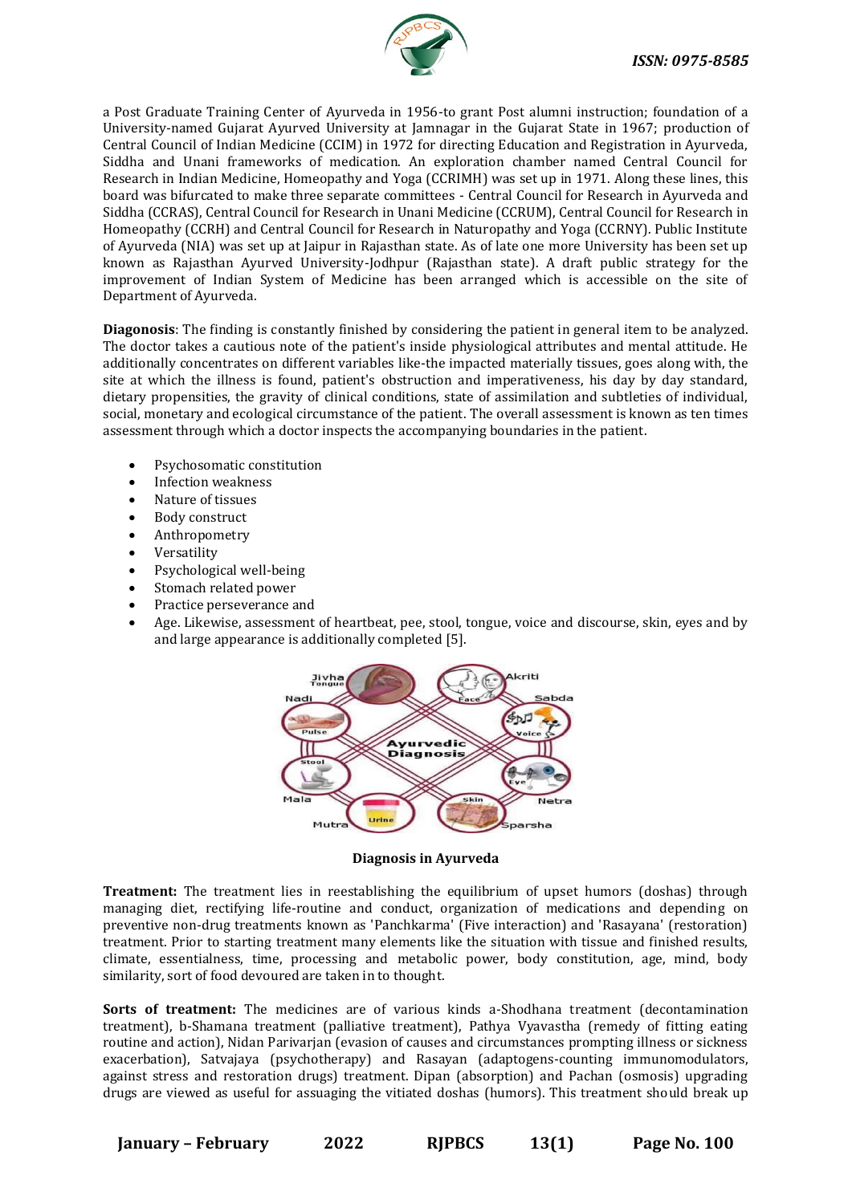a Post Graduate Training Center of Ayurveda in 1956-to grant Post alumni instruction; foundation of a University-named Gujarat Ayurved University at Jamnagar in the Gujarat State in 1967; production of Central Council of Indian Medicine (CCIM) in 1972 for directing Education and Registration in Ayurveda, Siddha and Unani frameworks of medication. An exploration chamber named Central Council for Research in Indian Medicine, Homeopathy and Yoga (CCRIMH) was set up in 1971. Along these lines, this board was bifurcated to make three separate committees - Central Council for Research in Ayurveda and Siddha (CCRAS), Central Council for Research in Unani Medicine (CCRUM), Central Council for Research in Homeopathy (CCRH) and Central Council for Research in Naturopathy and Yoga (CCRNY). Public Institute of Ayurveda (NIA) was set up at Jaipur in Rajasthan state. As of late one more University has been set up known as Rajasthan Ayurved University-Jodhpur (Rajasthan state). A draft public strategy for the improvement of Indian System of Medicine has been arranged which is accessible on the site of Department of Ayurveda.

**Diagnosis**: The finding is constantly finished by considering the patient in general item to be analyzed. The doctor takes a cautious note of the patient's inside physiological attributes and mental attitude. He additionally concentrates on different variables like-the impacted materially tissues, goes along with, the site at which the illness is found, patient's obstruction and imperativeness, his day by day standard, dietary propensities, the gravity of clinical conditions, state of assimilation and subtleties of individual, social, monetary and ecological circumstance of the patient. The overall assessment is known as ten times assessment through which a doctor inspects the accompanying boundaries in the patient.

- Psychosomatic constitution
- Infection weakness
- Nature of tissues
- Body construct
- Anthropometry
- Versatility
- Psychological well-being
- Stomach related power
- Practice perseverance and
- Age. Likewise, assessment of heartbeat, pee, stool, tongue, voice and discourse, skin, eyes and by and large appearance is additionally completed [5].

**Diagnosis in Ayurveda**

**Treatment:** The treatment lies in reestablishing the equilibrium of upset humors (doshas) through managing diet, rectifying life-routine and conduct, organization of medications and depending on preventive non-drug treatments known as 'Panchkarma' (Five interaction) and 'Rasayana' (restoration) treatment. Prior to starting treatment many elements like the situation with tissue and finished results, climate, essentialness, time, processing and metabolic power, body constitution, age, mind, body similarity, sort of food devoured are taken in to thought.

**Sorts of treatment:** The medicines are of various kinds a-Shodhana treatment (decontamination treatment), b-Shamana treatment (palliative treatment), Pathya Vyavastha (remedy of fitting eating routine and action), Nidan Parivarjan (evasion of causes and circumstances prompting illness or sickness exacerbation), Satvajaya (psychotherapy) and Rasayan (adaptogens-counting immunomodulators, against stress and restoration drugs) treatment. Dipan (absorption) and Pachan (osmosis) upgrading drugs are viewed as useful for assuaging the vitiated doshas (humors). This treatment should break up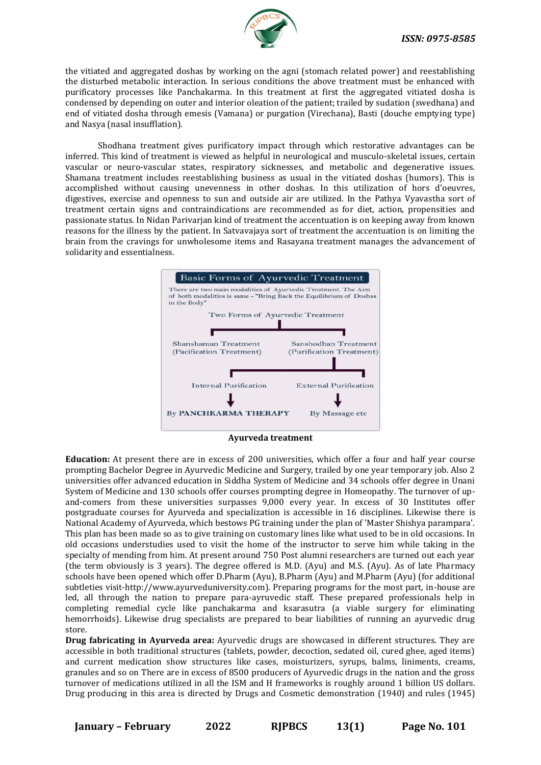the vitiated and aggregated doshas by working on the agni (stomach related power) and reestablishing the disturbed metabolic interaction. In serious conditions the above treatment must be enhanced with purificatory processes like Panchakarma. In this treatment at first the aggregated vitiated dosha is condensed by depending on outer and interior oleation of the patient; trailed by sudation (swedhana) and end of vitiated dosha through emesis (Vamana) or purgation (Virechana), Basti (douche emptying type) and Nasya (nasal insufflation).

Shodhana treatment gives purificatory impact through which restorative advantages can be inferred. This kind of treatment is viewed as helpful in neurological and musculo-skeletal issues, certain vascular or neuro-vascular states, respiratory sicknesses, and metabolic and degenerative issues. Shamana treatment includes reestablishing business as usual in the vitiated doshas (humors). This is accomplished without causing unevenness in other doshas. In this utilization of hors d'oeuvres, digestives, exercise and openness to sun and outside air are utilized. In the Pathya Vyavastha sort of treatment certain signs and contraindications are recommended as for diet, action, propensities and passionate status. In Nidan Parivarjan kind of treatment the accentuation is on keeping away from known reasons for the illness by the patient. In Satvavajaya sort of treatment the accentuation is on limiting the brain from the cravings for unwholesome items and Rasayana treatment manages the advancement of solidarity and essentialness.

**Basic Forms of Ayurvedic Treatment**

There are two main modalities of Ayurvedic Treatment. The Aim of both modalities is same - "Bring Back the Equilibrium of Doshas in the Body"

Two Forms of Ayurvedic Treatment

- Shanshaman Treatment (Pacification Treatment)
- Sanshodhan Treatment (Purification Treatment)
  - Internal Purification → By **PANCHKARMA THERAPY**
  - External Purification → By Massage etc

**Ayurveda treatment**

**Education:** At present there are in excess of 200 universities, which offer a four and half year course prompting Bachelor Degree in Ayurvedic Medicine and Surgery, trailed by one year temporary job. Also 2 universities offer advanced education in Siddha System of Medicine and 34 schools offer degree in Unani System of Medicine and 130 schools offer courses prompting degree in Homeopathy. The turnover of up-and-comers from these universities surpasses 9,000 every year. In excess of 30 Institutes offer postgraduate courses for Ayurveda and specialization is accessible in 16 disciplines. Likewise there is National Academy of Ayurveda, which bestows PG training under the plan of 'Master Shishya parampara'. This plan has been made so as to give training on customary lines like what used to be in old occasions. In old occasions understudies used to visit the home of the instructor to serve him while taking in the specialty of mending from him. At present around 750 Post alumni researchers are turned out each year (the term obviously is 3 years). The degree offered is M.D. (Ayu) and M.S. (Ayu). As of late Pharmacy schools have been opened which offer D.Pharm (Ayu), B.Pharm (Ayu) and M.Pharm (Ayu) (for additional subtleties visit-http://www.ayurveduniversity.com). Preparing programs for the most part, in-house are led, all through the nation to prepare para-ayruvedic staff. These prepared professionals help in completing remedial cycle like panchakarma and ksarasutra (a viable surgery for eliminating hemorrhoids). Likewise drug specialists are prepared to bear liabilities of running an ayurvedic drug store.

**Drug fabricating in Ayurveda area:** Ayurvedic drugs are showcased in different structures. They are accessible in both traditional structures (tablets, powder, decoction, sedated oil, cured ghee, aged items) and current medication show structures like cases, moisturizers, syrups, balms, liniments, creams, granules and so on There are in excess of 8500 producers of Ayurvedic drugs in the nation and the gross turnover of medications utilized in all the ISM and H frameworks is roughly around 1 billion US dollars. Drug producing in this area is directed by Drugs and Cosmetic demonstration (1940) and rules (1945)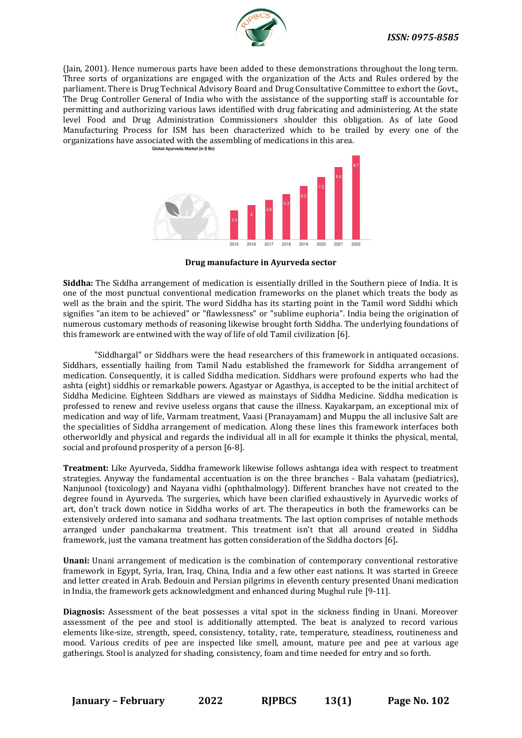(Jain, 2001). Hence numerous parts have been added to these demonstrations throughout the long term. Three sorts of organizations are engaged with the organization of the Acts and Rules ordered by the parliament. There is Drug Technical Advisory Board and Drug Consultative Committee to exhort the Govt., The Drug Controller General of India who with the assistance of the supporting staff is accountable for permitting and authorizing various laws identified with drug fabricating and administering. At the state level Food and Drug Administration Commissioners shoulder this obligation. As of late Good Manufacturing Process for ISM has been characterized which to be trailed by every one of the organizations have associated with the assembling of medications in this area.

Global Ayurveda Market (in $ Bn)

| 2015 | 2016 | 2017 | 2018 | 2019 | 2020 | 2021 | 2022 |
|---|---|---|---|---|---|---|---|
| 3.4 | 4 | 4.6 | 5.3 | 6.2 | 7.2 | 8.4 | 9.7 |

**Drug manufacture in Ayurveda sector**

**Siddha:** The Siddha arrangement of medication is essentially drilled in the Southern piece of India. It is one of the most punctual conventional medication frameworks on the planet which treats the body as well as the brain and the spirit. The word Siddha has its starting point in the Tamil word Siddhi which signifies "an item to be achieved" or "flawlessness" or "sublime euphoria". India being the origination of numerous customary methods of reasoning likewise brought forth Siddha. The underlying foundations of this framework are entwined with the way of life of old Tamil civilization [6].

"Siddhargal" or Siddhars were the head researchers of this framework in antiquated occasions. Siddhars, essentially hailing from Tamil Nadu established the framework for Siddha arrangement of medication. Consequently, it is called Siddha medication. Siddhars were profound experts who had the ashta (eight) siddhis or remarkable powers. Agastyar or Agasthya, is accepted to be the initial architect of Siddha Medicine. Eighteen Siddhars are viewed as mainstays of Siddha Medicine. Siddha medication is professed to renew and revive useless organs that cause the illness. Kayakarpam, an exceptional mix of medication and way of life, Varmam treatment, Vaasi (Pranayamam) and Muppu the all inclusive Salt are the specialities of Siddha arrangement of medication. Along these lines this framework interfaces both otherworldly and physical and regards the individual all in all for example it thinks the physical, mental, social and profound prosperity of a person [6-8].

**Treatment:** Like Ayurveda, Siddha framework likewise follows ashtanga idea with respect to treatment strategies. Anyway the fundamental accentuation is on the three branches - Bala vahatam (pediatrics), Nanjunool (toxicology) and Nayana vidhi (ophthalmology). Different branches have not created to the degree found in Ayurveda. The surgeries, which have been clarified exhaustively in Ayurvedic works of art, don't track down notice in Siddha works of art. The therapeutics in both the frameworks can be extensively ordered into samana and sodhana treatments. The last option comprises of notable methods arranged under panchakarma treatment. This treatment isn't that all around created in Siddha framework, just the vamana treatment has gotten consideration of the Siddha doctors [6].

**Unani:** Unani arrangement of medication is the combination of contemporary conventional restorative framework in Egypt, Syria, Iran, Iraq, China, India and a few other east nations. It was started in Greece and letter created in Arab. Bedouin and Persian pilgrims in eleventh century presented Unani medication in India, the framework gets acknowledgment and enhanced during Mughul rule [9-11].

**Diagnosis:** Assessment of the beat possesses a vital spot in the sickness finding in Unani. Moreover assessment of the pee and stool is additionally attempted. The beat is analyzed to record various elements like-size, strength, speed, consistency, totality, rate, temperature, steadiness, routineness and mood. Various credits of pee are inspected like smell, amount, mature pee and pee at various age gatherings. Stool is analyzed for shading, consistency, foam and time needed for entry and so forth.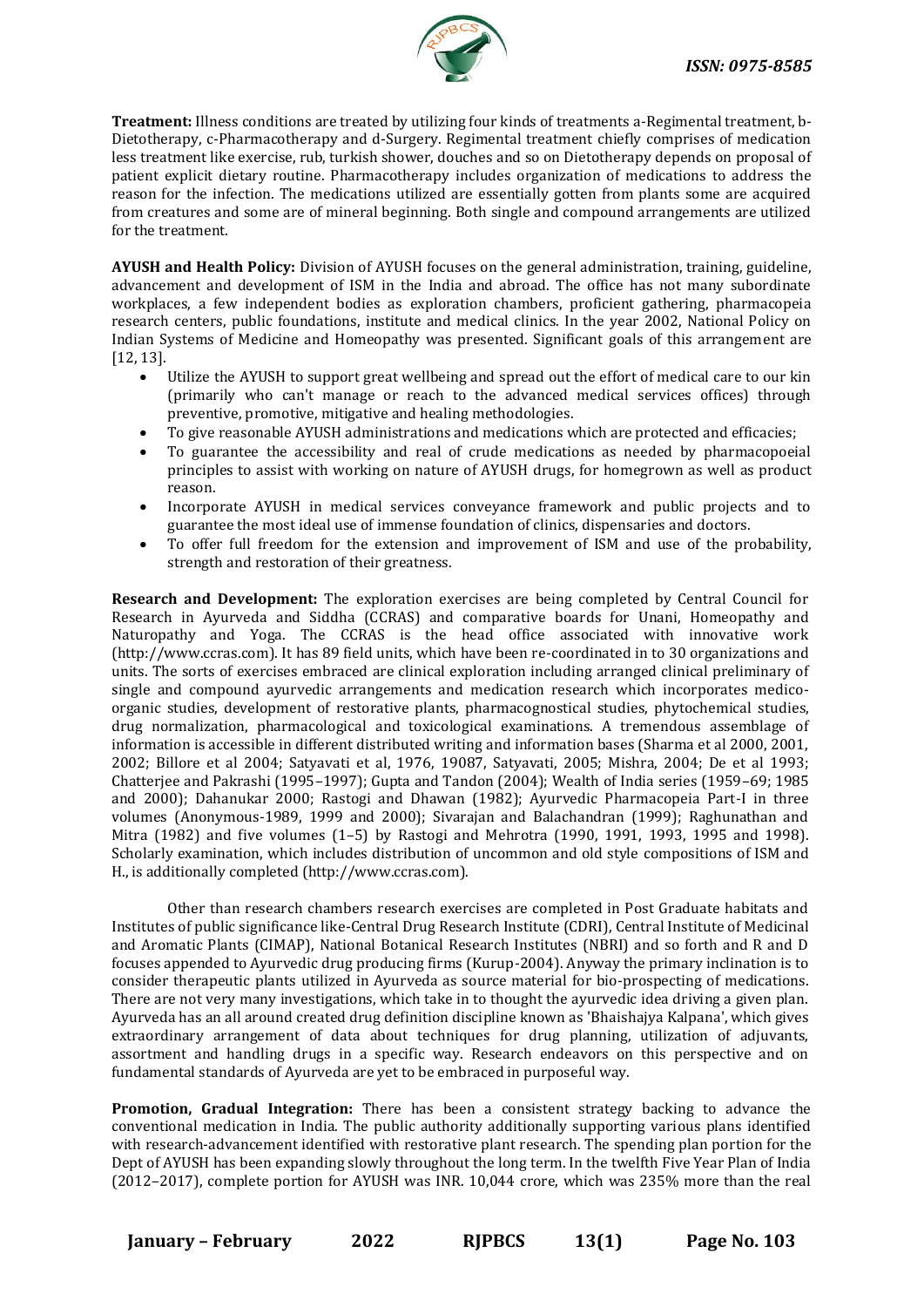**Treatment:** Illness conditions are treated by utilizing four kinds of treatments a-Regimental treatment, b-Dietotherapy, c-Pharmacotherapy and d-Surgery. Regimental treatment chiefly comprises of medication less treatment like exercise, rub, turkish shower, douches and so on Dietotherapy depends on proposal of patient explicit dietary routine. Pharmacotherapy includes organization of medications to address the reason for the infection. The medications utilized are essentially gotten from plants some are acquired from creatures and some are of mineral beginning. Both single and compound arrangements are utilized for the treatment.

**AYUSH and Health Policy:** Division of AYUSH focuses on the general administration, training, guideline, advancement and development of ISM in the India and abroad. The office has not many subordinate workplaces, a few independent bodies as exploration chambers, proficient gathering, pharmacopeia research centers, public foundations, institute and medical clinics. In the year 2002, National Policy on Indian Systems of Medicine and Homeopathy was presented. Significant goals of this arrangement are [12, 13].

- Utilize the AYUSH to support great wellbeing and spread out the effort of medical care to our kin (primarily who can't manage or reach to the advanced medical services offices) through preventive, promotive, mitigative and healing methodologies.
- To give reasonable AYUSH administrations and medications which are protected and efficacies;
- To guarantee the accessibility and real of crude medications as needed by pharmacopoeial principles to assist with working on nature of AYUSH drugs, for homegrown as well as product reason.
- Incorporate AYUSH in medical services conveyance framework and public projects and to guarantee the most ideal use of immense foundation of clinics, dispensaries and doctors.
- To offer full freedom for the extension and improvement of ISM and use of the probability, strength and restoration of their greatness.

**Research and Development:** The exploration exercises are being completed by Central Council for Research in Ayurveda and Siddha (CCRAS) and comparative boards for Unani, Homeopathy and Naturopathy and Yoga. The CCRAS is the head office associated with innovative work (http://www.ccras.com). It has 89 field units, which have been re-coordinated in to 30 organizations and units. The sorts of exercises embraced are clinical exploration including arranged clinical preliminary of single and compound ayurvedic arrangements and medication research which incorporates medico-organic studies, development of restorative plants, pharmacognostical studies, phytochemical studies, drug normalization, pharmacological and toxicological examinations. A tremendous assemblage of information is accessible in different distributed writing and information bases (Sharma et al 2000, 2001, 2002; Billore et al 2004; Satyavati et al, 1976, 19087, Satyavati, 2005; Mishra, 2004; De et al 1993; Chatterjee and Pakrashi (1995–1997); Gupta and Tandon (2004); Wealth of India series (1959–69; 1985 and 2000); Dahanukar 2000; Rastogi and Dhawan (1982); Ayurvedic Pharmacopeia Part-I in three volumes (Anonymous-1989, 1999 and 2000); Sivarajan and Balachandran (1999); Raghunathan and Mitra (1982) and five volumes (1–5) by Rastogi and Mehrotra (1990, 1991, 1993, 1995 and 1998). Scholarly examination, which includes distribution of uncommon and old style compositions of ISM and H., is additionally completed (http://www.ccras.com).

Other than research chambers research exercises are completed in Post Graduate habitats and Institutes of public significance like-Central Drug Research Institute (CDRI), Central Institute of Medicinal and Aromatic Plants (CIMAP), National Botanical Research Institutes (NBRI) and so forth and R and D focuses appended to Ayurvedic drug producing firms (Kurup-2004). Anyway the primary inclination is to consider therapeutic plants utilized in Ayurveda as source material for bio-prospecting of medications. There are not very many investigations, which take in to thought the ayurvedic idea driving a given plan. Ayurveda has an all around created drug definition discipline known as 'Bhaishajya Kalpana', which gives extraordinary arrangement of data about techniques for drug planning, utilization of adjuvants, assortment and handling drugs in a specific way. Research endeavors on this perspective and on fundamental standards of Ayurveda are yet to be embraced in purposeful way.

**Promotion, Gradual Integration:** There has been a consistent strategy backing to advance the conventional medication in India. The public authority additionally supporting various plans identified with research-advancement identified with restorative plant research. The spending plan portion for the Dept of AYUSH has been expanding slowly throughout the long term. In the twelfth Five Year Plan of India (2012–2017), complete portion for AYUSH was INR. 10,044 crore, which was 235% more than the real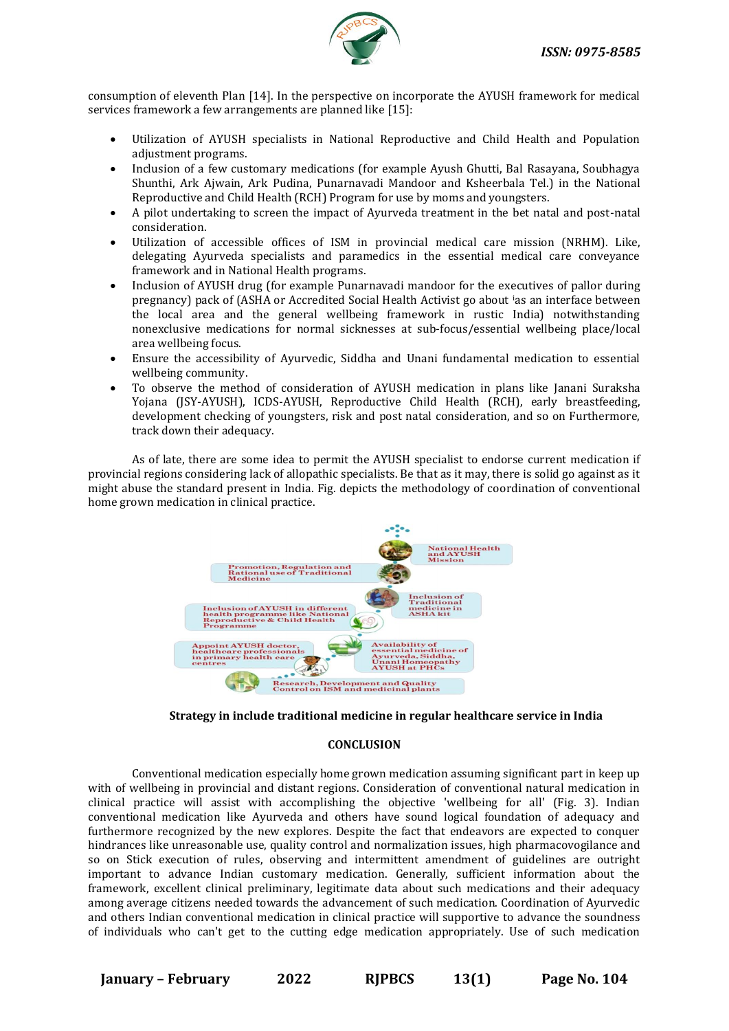consumption of eleventh Plan [14]. In the perspective on incorporate the AYUSH framework for medical services framework a few arrangements are planned like [15]:

- Utilization of AYUSH specialists in National Reproductive and Child Health and Population adjustment programs.
- Inclusion of a few customary medications (for example Ayush Ghutti, Bal Rasayana, Soubhagya Shunthi, Ark Ajwain, Ark Pudina, Punarnavadi Mandoor and Ksheerbala Tel.) in the National Reproductive and Child Health (RCH) Program for use by moms and youngsters.
- A pilot undertaking to screen the impact of Ayurveda treatment in the bet natal and post-natal consideration.
- Utilization of accessible offices of ISM in provincial medical care mission (NRHM). Like, delegating Ayurveda specialists and paramedics in the essential medical care conveyance framework and in National Health programs.
- Inclusion of AYUSH drug (for example Punarnavadi mandoor for the executives of pallor during pregnancy) pack of (ASHA or Accredited Social Health Activist go about ˈas an interface between the local area and the general wellbeing framework in rustic India) notwithstanding nonexclusive medications for normal sicknesses at sub-focus/essential wellbeing place/local area wellbeing focus.
- Ensure the accessibility of Ayurvedic, Siddha and Unani fundamental medication to essential wellbeing community.
- To observe the method of consideration of AYUSH medication in plans like Janani Suraksha Yojana (JSY-AYUSH), ICDS-AYUSH, Reproductive Child Health (RCH), early breastfeeding, development checking of youngsters, risk and post natal consideration, and so on Furthermore, track down their adequacy.

As of late, there are some idea to permit the AYUSH specialist to endorse current medication if provincial regions considering lack of allopathic specialists. Be that as it may, there is solid go against as it might abuse the standard present in India. Fig. depicts the methodology of coordination of conventional home grown medication in clinical practice.

National Health and AYUSH Mission

Promotion, Regulation and Rational use of Traditional Medicine

Inclusion of Traditional medicine in ASHA kit

Inclusion of AYUSH in different health programme like National Reproductive & Child Health Programme

Availability of essential medicine of Ayurveda, Siddha, Unani Homeopathy AYUSH at PHCs

Appoint AYUSH doctor, healthcare professionals in primary health care centres

Research, Development and Quality Control on ISM and medicinal plants

**Strategy in include traditional medicine in regular healthcare service in India**

## CONCLUSION

Conventional medication especially home grown medication assuming significant part in keep up with of wellbeing in provincial and distant regions. Consideration of conventional natural medication in clinical practice will assist with accomplishing the objective 'wellbeing for all' (Fig. 3). Indian conventional medication like Ayurveda and others have sound logical foundation of adequacy and furthermore recognized by the new explores. Despite the fact that endeavors are expected to conquer hindrances like unreasonable use, quality control and normalization issues, high pharmacovigilance and so on Stick execution of rules, observing and intermittent amendment of guidelines are outright important to advance Indian customary medication. Generally, sufficient information about the framework, excellent clinical preliminary, legitimate data about such medications and their adequacy among average citizens needed towards the advancement of such medication. Coordination of Ayurvedic and others Indian conventional medication in clinical practice will supportive to advance the soundness of individuals who can't get to the cutting edge medication appropriately. Use of such medication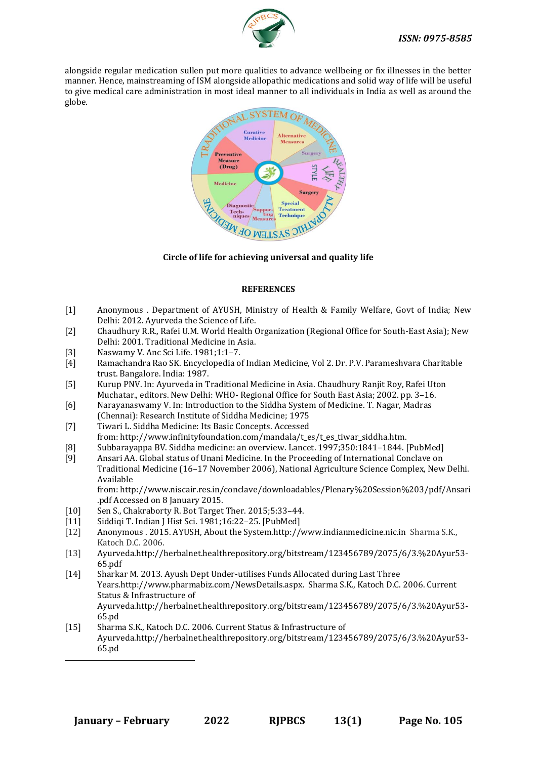alongside regular medication sullen put more qualities to advance wellbeing or fix illnesses in the better manner. Hence, mainstreaming of ISM alongside allopathic medications and solid way of life will be useful to give medical care administration in most ideal manner to all individuals in India as well as around the globe.

TRADITIONAL SYSTEM OF MEDICINE
Curative Medicine
Alternative Measures
Surgery
Preventive Measure (Drug)
HEALTHY LIFE STYLE
Medicine
Surgery
Diagnostic Tech-niques
Suppor-ting Measures
Special Treatment Technique
ALLOPATHIC SYSTEM OF MEDICINE

**Circle of life for achieving universal and quality life**

## REFERENCES

[1] Anonymous . Department of AYUSH, Ministry of Health & Family Welfare, Govt of India; New Delhi: 2012. Ayurveda the Science of Life.

[2] Chaudhury R.R., Rafei U.M. World Health Organization (Regional Office for South-East Asia); New Delhi: 2001. Traditional Medicine in Asia.

[3] Naswamy V. Anc Sci Life. 1981;1:1–7.

[4] Ramachandra Rao SK. Encyclopedia of Indian Medicine, Vol 2. Dr. P.V. Parameshvara Charitable trust. Bangalore. India: 1987.

[5] Kurup PNV. In: Ayurveda in Traditional Medicine in Asia. Chaudhury Ranjit Roy, Rafei Uton Muchatar., editors. New Delhi: WHO- Regional Office for South East Asia; 2002. pp. 3–16.

[6] Narayanaswamy V. In: Introduction to the Siddha System of Medicine. T. Nagar, Madras (Chennai): Research Institute of Siddha Medicine; 1975

[7] Tiwari L. Siddha Medicine: Its Basic Concepts. Accessed from: http://www.infinityfoundation.com/mandala/t_es/t_es_tiwar_siddha.htm.

[8] Subbarayappa BV. Siddha medicine: an overview. Lancet. 1997;350:1841–1844. [PubMed]

[9] Ansari AA. Global status of Unani Medicine. In the Proceeding of International Conclave on Traditional Medicine (16–17 November 2006), National Agriculture Science Complex, New Delhi. Available from: http://www.niscair.res.in/conclave/downloadables/Plenary%20Session%203/pdf/Ansari.pdf Accessed on 8 January 2015.

[10] Sen S., Chakraborty R. Bot Target Ther. 2015;5:33–44.

[11] Siddiqi T. Indian J Hist Sci. 1981;16:22–25. [PubMed]

[12] Anonymous . 2015. AYUSH, About the System.http://www.indianmedicine.nic.in Sharma S.K., Katoch D.C. 2006.

[13] Ayurveda.http://herbalnet.healthrepository.org/bitstream/123456789/2075/6/3.%20Ayur53-65.pdf

[14] Sharkar M. 2013. Ayush Dept Under-utilises Funds Allocated during Last Three Years.http://www.pharmabiz.com/NewsDetails.aspx. Sharma S.K., Katoch D.C. 2006. Current Status & Infrastructure of Ayurveda.http://herbalnet.healthrepository.org/bitstream/123456789/2075/6/3.%20Ayur53-65.pd

[15] Sharma S.K., Katoch D.C. 2006. Current Status & Infrastructure of Ayurveda.http://herbalnet.healthrepository.org/bitstream/123456789/2075/6/3.%20Ayur53-65.pd